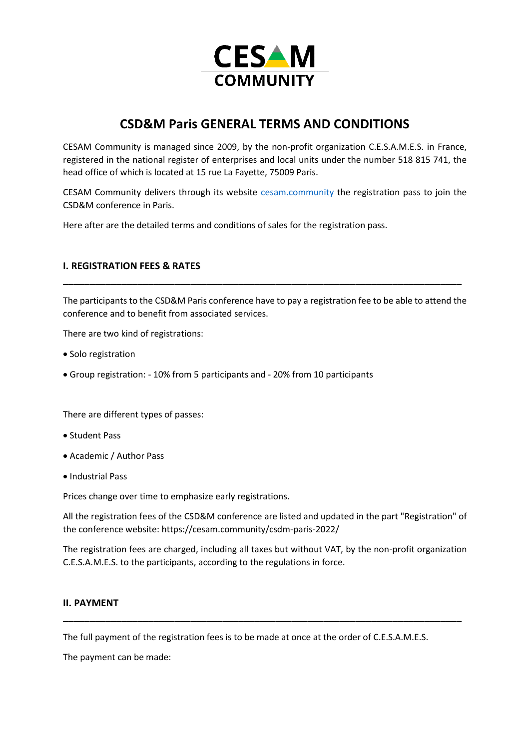CESAM COMMUNITY

# CSD&M Paris GENERAL TERMS AND CONDITIONS

CESAM Community is managed since 2009, by the non-profit organization C.E.S.A.M.E.S. in France, registered in the national register of enterprises and local units under the number 518 815 741, the head office of which is located at 15 rue La Fayette, 75009 Paris.

CESAM Community delivers through its website [cesam.community](https://cesam.community) the registration pass to join the CSD&M conference in Paris.

Here after are the detailed terms and conditions of sales for the registration pass.

## I. REGISTRATION FEES & RATES

The participants to the CSD&M Paris conference have to pay a registration fee to be able to attend the conference and to benefit from associated services.

There are two kind of registrations:

- Solo registration
- Group registration: - 10% from 5 participants and - 20% from 10 participants

There are different types of passes:

- Student Pass
- Academic / Author Pass
- Industrial Pass

Prices change over time to emphasize early registrations.

All the registration fees of the CSD&M conference are listed and updated in the part "Registration" of the conference website: https://cesam.community/csdm-paris-2022/

The registration fees are charged, including all taxes but without VAT, by the non-profit organization C.E.S.A.M.E.S. to the participants, according to the regulations in force.

## II. PAYMENT

The full payment of the registration fees is to be made at once at the order of C.E.S.A.M.E.S.

The payment can be made: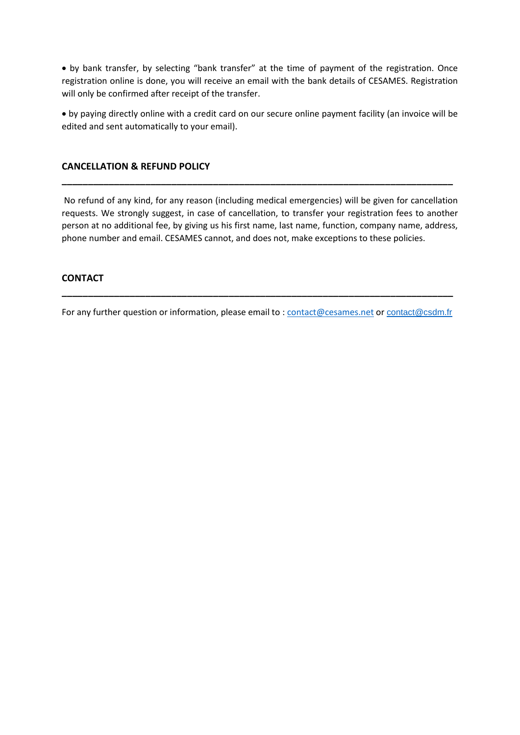- by bank transfer, by selecting "bank transfer" at the time of payment of the registration. Once registration online is done, you will receive an email with the bank details of CESAMES. Registration will only be confirmed after receipt of the transfer.

- by paying directly online with a credit card on our secure online payment facility (an invoice will be edited and sent automatically to your email).

## CANCELLATION & REFUND POLICY

---

No refund of any kind, for any reason (including medical emergencies) will be given for cancellation requests. We strongly suggest, in case of cancellation, to transfer your registration fees to another person at no additional fee, by giving us his first name, last name, function, company name, address, phone number and email. CESAMES cannot, and does not, make exceptions to these policies.

## CONTACT

---

For any further question or information, please email to : contact@cesames.net or contact@csdm.fr